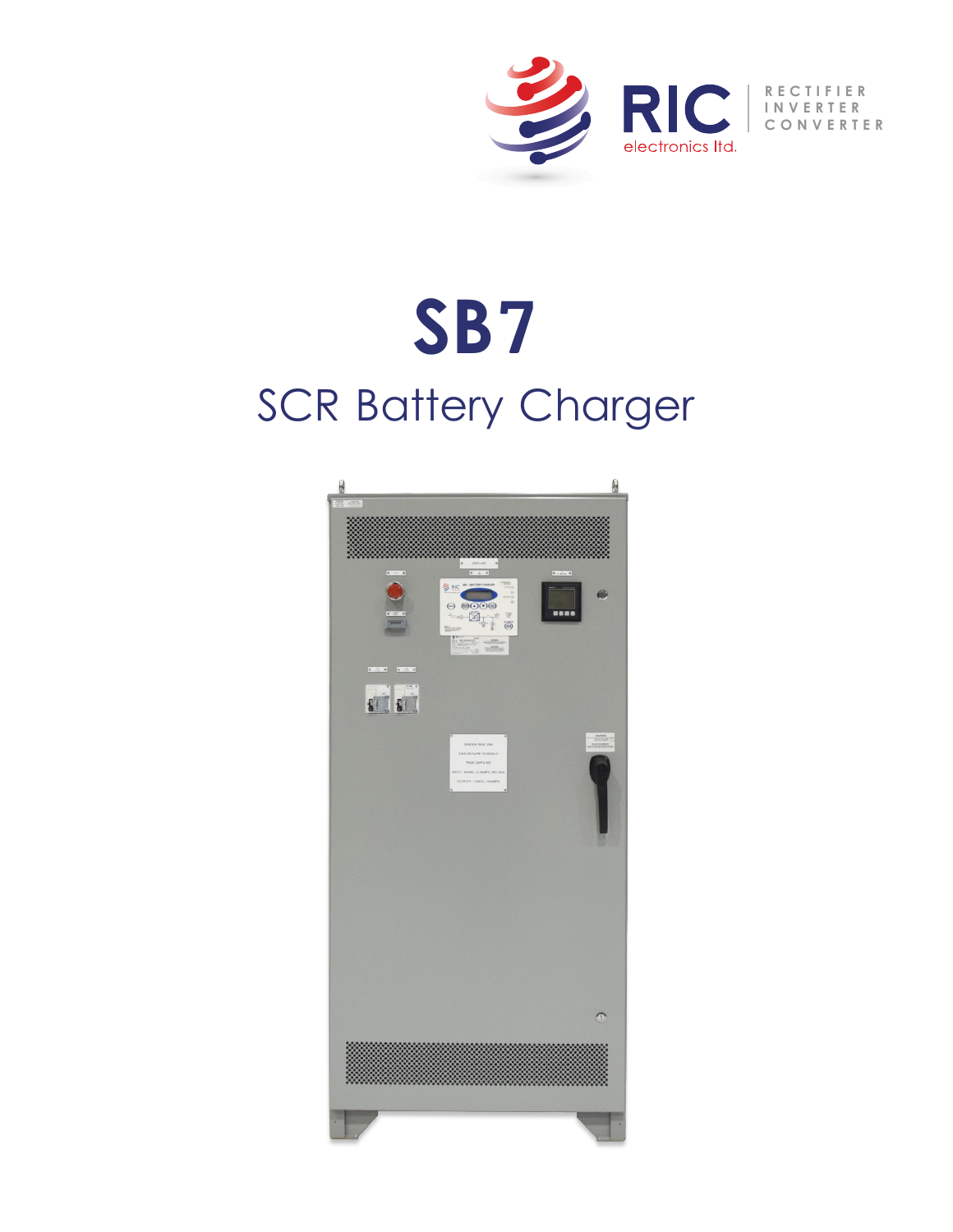RIC electronics ltd.

RECTIFIER INVERTER CONVERTER

# SB7

## SCR Battery Charger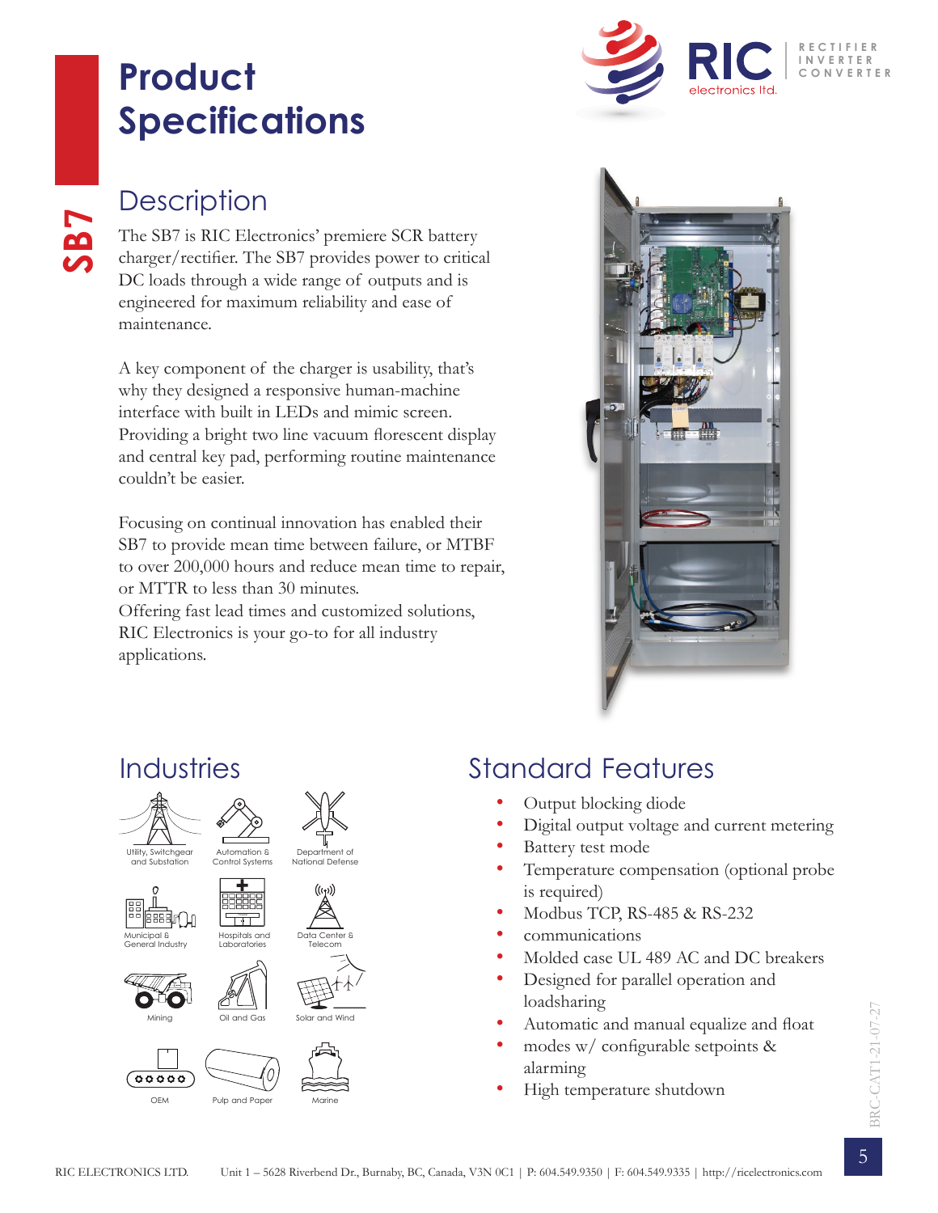# Product Specifications

SB7

## Description

The SB7 is RIC Electronics' premiere SCR battery charger/rectifier. The SB7 provides power to critical DC loads through a wide range of outputs and is engineered for maximum reliability and ease of maintenance.

A key component of the charger is usability, that's why they designed a responsive human-machine interface with built in LEDs and mimic screen. Providing a bright two line vacuum florescent display and central key pad, performing routine maintenance couldn't be easier.

Focusing on continual innovation has enabled their SB7 to provide mean time between failure, or MTBF to over 200,000 hours and reduce mean time to repair, or MTTR to less than 30 minutes.
Offering fast lead times and customized solutions, RIC Electronics is your go-to for all industry applications.

## Industries

- Utility, Switchgear and Substation
- Automation & Control Systems
- Department of National Defense
- Municipal & General Industry
- Hospitals and Laboratories
- Data Center & Telecom
- Mining
- Oil and Gas
- Solar and Wind
- OEM
- Pulp and Paper
- Marine

## Standard Features

- Output blocking diode
- Digital output voltage and current metering
- Battery test mode
- Temperature compensation (optional probe is required)
- Modbus TCP, RS-485 & RS-232
- communications
- Molded case UL 489 AC and DC breakers
- Designed for parallel operation and loadsharing
- Automatic and manual equalize and float
- modes w/ configurable setpoints & alarming
- High temperature shutdown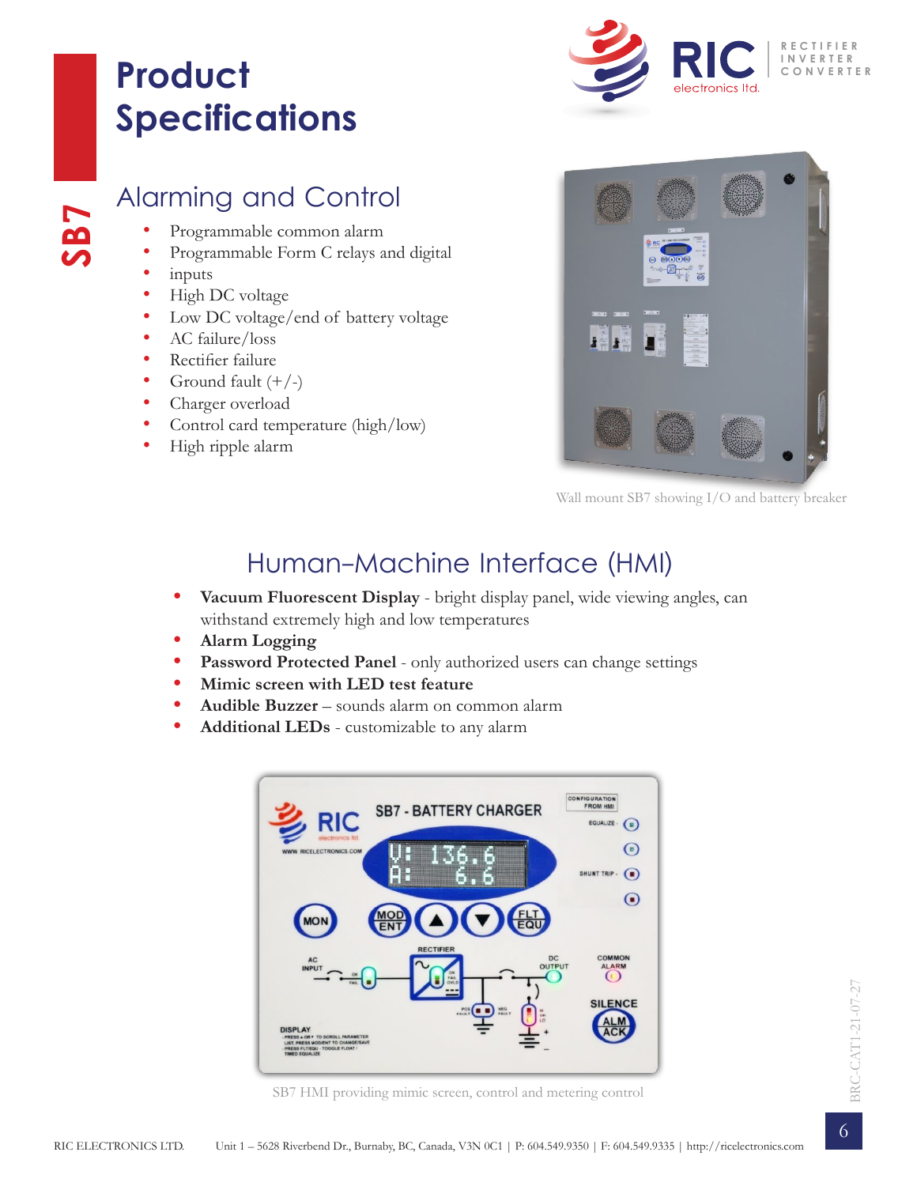# Product Specifications

SB7

## Alarming and Control

- Programmable common alarm
- Programmable Form C relays and digital
- inputs
- High DC voltage
- Low DC voltage/end of battery voltage
- AC failure/loss
- Rectifier failure
- Ground fault (+/-)
- Charger overload
- Control card temperature (high/low)
- High ripple alarm

Wall mount SB7 showing I/O and battery breaker

## Human-Machine Interface (HMI)

- **Vacuum Fluorescent Display** - bright display panel, wide viewing angles, can withstand extremely high and low temperatures
- **Alarm Logging**
- **Password Protected Panel** - only authorized users can change settings
- **Mimic screen with LED test feature**
- **Audible Buzzer** – sounds alarm on common alarm
- **Additional LEDs** - customizable to any alarm

SB7 HMI providing mimic screen, control and metering control

BRC-CAT1-21-07-27

RIC ELECTRONICS LTD. Unit 1 – 5628 Riverbend Dr., Burnaby, BC, Canada, V3N 0C1 | P: 604.549.9350 | F: 604.549.9335 | http://ricelectronics.com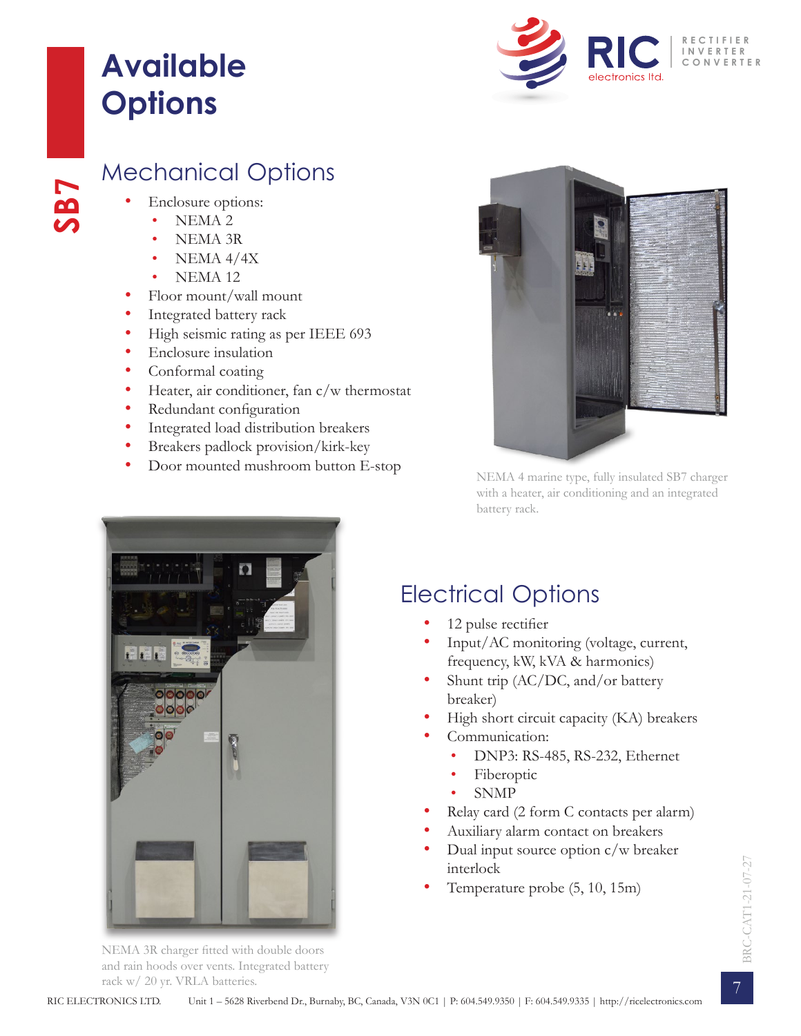# Available Options

SB7

## Mechanical Options

- Enclosure options:
  - NEMA 2
  - NEMA 3R
  - NEMA 4/4X
  - NEMA 12
- Floor mount/wall mount
- Integrated battery rack
- High seismic rating as per IEEE 693
- Enclosure insulation
- Conformal coating
- Heater, air conditioner, fan c/w thermostat
- Redundant configuration
- Integrated load distribution breakers
- Breakers padlock provision/kirk-key
- Door mounted mushroom button E-stop

NEMA 4 marine type, fully insulated SB7 charger with a heater, air conditioning and an integrated battery rack.

## Electrical Options

- 12 pulse rectifier
- Input/AC monitoring (voltage, current, frequency, kW, kVA & harmonics)
- Shunt trip (AC/DC, and/or battery breaker)
- High short circuit capacity (KA) breakers
- Communication:
  - DNP3: RS-485, RS-232, Ethernet
  - Fiberoptic
  - SNMP
- Relay card (2 form C contacts per alarm)
- Auxiliary alarm contact on breakers
- Dual input source option c/w breaker interlock
- Temperature probe (5, 10, 15m)

NEMA 3R charger fitted with double doors and rain hoods over vents. Integrated battery rack w/ 20 yr. VRLA batteries.

BRC-CAT1-21-07-27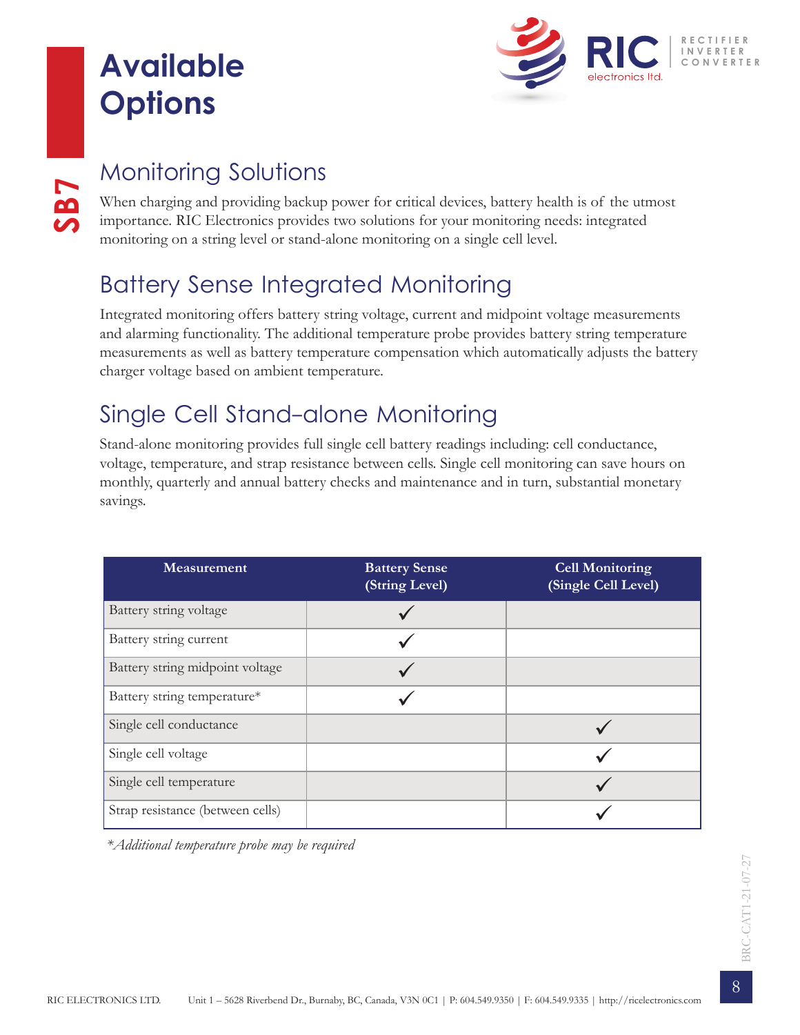# Available Options

## Monitoring Solutions

When charging and providing backup power for critical devices, battery health is of the utmost importance. RIC Electronics provides two solutions for your monitoring needs: integrated monitoring on a string level or stand-alone monitoring on a single cell level.

## Battery Sense Integrated Monitoring

Integrated monitoring offers battery string voltage, current and midpoint voltage measurements and alarming functionality. The additional temperature probe provides battery string temperature measurements as well as battery temperature compensation which automatically adjusts the battery charger voltage based on ambient temperature.

## Single Cell Stand-alone Monitoring

Stand-alone monitoring provides full single cell battery readings including: cell conductance, voltage, temperature, and strap resistance between cells. Single cell monitoring can save hours on monthly, quarterly and annual battery checks and maintenance and in turn, substantial monetary savings.

| Measurement | Battery Sense (String Level) | Cell Monitoring (Single Cell Level) |
|---|---|---|
| Battery string voltage | ✓ | |
| Battery string current | ✓ | |
| Battery string midpoint voltage | ✓ | |
| Battery string temperature* | ✓ | |
| Single cell conductance | | ✓ |
| Single cell voltage | | ✓ |
| Single cell temperature | | ✓ |
| Strap resistance (between cells) | | ✓ |

*\*Additional temperature probe may be required*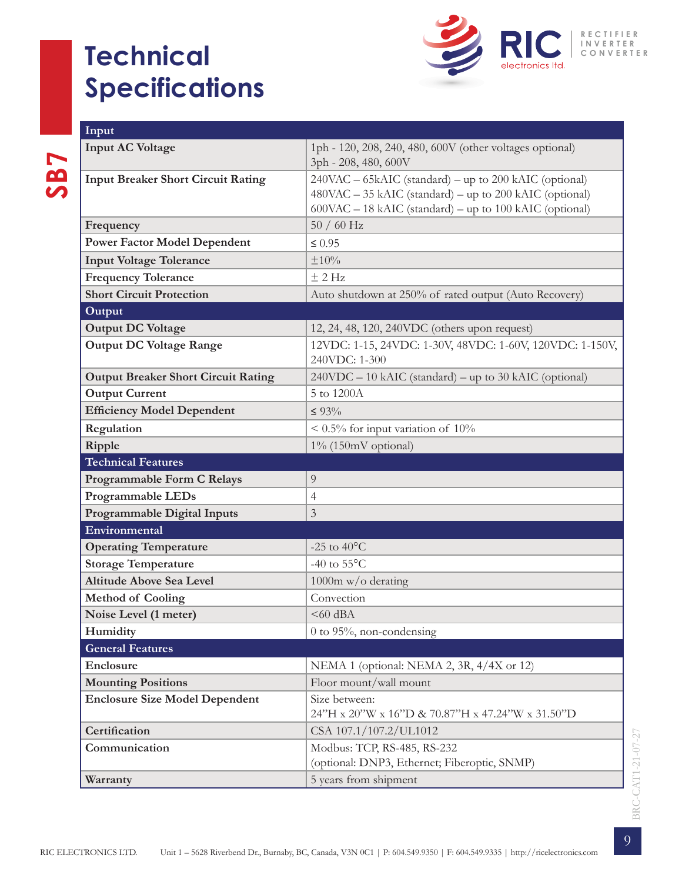# Technical Specifications

SB7

RIC electronics ltd. — RECTIFIER INVERTER CONVERTER

| | |
|---|---|
| **Input** | |
| **Input AC Voltage** | 1ph - 120, 208, 240, 480, 600V (other voltages optional)<br>3ph - 208, 480, 600V |
| **Input Breaker Short Circuit Rating** | 240VAC – 65kAIC (standard) – up to 200 kAIC (optional)<br>480VAC – 35 kAIC (standard) – up to 200 kAIC (optional)<br>600VAC – 18 kAIC (standard) – up to 100 kAIC (optional) |
| **Frequency** | 50 / 60 Hz |
| **Power Factor Model Dependent** | ≤ 0.95 |
| **Input Voltage Tolerance** | ±10% |
| **Frequency Tolerance** | ± 2 Hz |
| **Short Circuit Protection** | Auto shutdown at 250% of rated output (Auto Recovery) |
| **Output** | |
| **Output DC Voltage** | 12, 24, 48, 120, 240VDC (others upon request) |
| **Output DC Voltage Range** | 12VDC: 1-15, 24VDC: 1-30V, 48VDC: 1-60V, 120VDC: 1-150V, 240VDC: 1-300 |
| **Output Breaker Short Circuit Rating** | 240VDC – 10 kAIC (standard) – up to 30 kAIC (optional) |
| **Output Current** | 5 to 1200A |
| **Efficiency Model Dependent** | ≤ 93% |
| **Regulation** | < 0.5% for input variation of 10% |
| **Ripple** | 1% (150mV optional) |
| **Technical Features** | |
| **Programmable Form C Relays** | 9 |
| **Programmable LEDs** | 4 |
| **Programmable Digital Inputs** | 3 |
| **Environmental** | |
| **Operating Temperature** | -25 to 40°C |
| **Storage Temperature** | -40 to 55°C |
| **Altitude Above Sea Level** | 1000m w/o derating |
| **Method of Cooling** | Convection |
| **Noise Level (1 meter)** | <60 dBA |
| **Humidity** | 0 to 95%, non-condensing |
| **General Features** | |
| **Enclosure** | NEMA 1 (optional: NEMA 2, 3R, 4/4X or 12) |
| **Mounting Positions** | Floor mount/wall mount |
| **Enclosure Size Model Dependent** | Size between:<br>24"H x 20"W x 16"D & 70.87"H x 47.24"W x 31.50"D |
| **Certification** | CSA 107.1/107.2/UL1012 |
| **Communication** | Modbus: TCP, RS-485, RS-232<br>(optional: DNP3, Ethernet; Fiberoptic, SNMP) |
| **Warranty** | 5 years from shipment |

BRC-CAT1-21-07-27

RIC ELECTRONICS LTD. Unit 1 – 5628 Riverbend Dr., Burnaby, BC, Canada, V3N 0C1 | P: 604.549.9350 | F: 604.549.9335 | http://ricelectronics.com